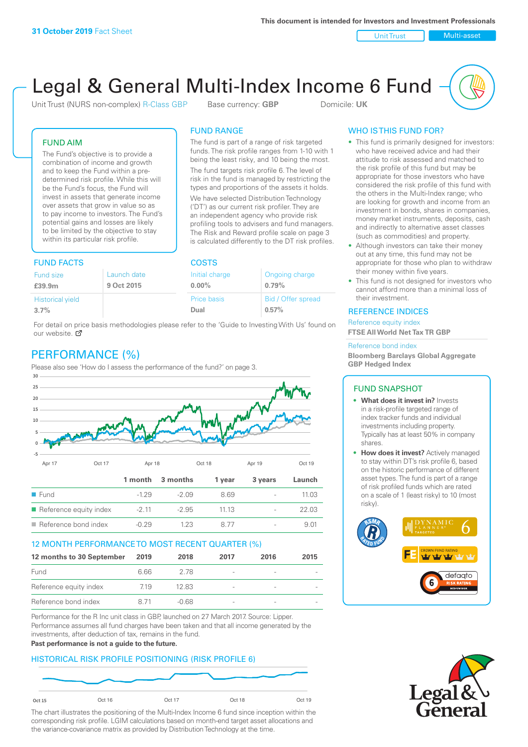**31 October 2019** Fact Sheet

This document is intended for Investors and Investment Professionals

Unit Trust | Multi-asset

# Legal & General Multi-Index Income 6 Fund

Unit Trust (NURS non-complex) R-Class GBP    Base currency: **GBP**    Domicile: **UK**

## FUND AIM

The Fund's objective is to provide a combination of income and growth and to keep the Fund within a pre-determined risk profile. While this will be the Fund's focus, the Fund will invest in assets that generate income over assets that grow in value so as to pay income to investors. The Fund's potential gains and losses are likely to be limited by the objective to stay within its particular risk profile.

## FUND RANGE

The fund is part of a range of risk targeted funds. The risk profile ranges from 1-10 with 1 being the least risky, and 10 being the most.

The fund targets risk profile 6. The level of risk in the fund is managed by restricting the types and proportions of the assets it holds.

We have selected Distribution Technology ('DT') as our current risk profiler. They are an independent agency who provide risk profiling tools to advisers and fund managers. The Risk and Reward profile scale on page 3 is calculated differently to the DT risk profiles.

## WHO IS THIS FUND FOR?

- This fund is primarily designed for investors: who have received advice and had their attitude to risk assessed and matched to the risk profile of this fund but may be appropriate for those investors who have considered the risk profile of this fund with the others in the Multi-Index range; who are looking for growth and income from an investment in bonds, shares in companies, money market instruments, deposits, cash and indirectly to alternative asset classes (such as commodities) and property.
- Although investors can take their money out at any time, this fund may not be appropriate for those who plan to withdraw their money within five years.
- This fund is not designed for investors who cannot afford more than a minimal loss of their investment.

## FUND FACTS

| Fund size | Launch date |
|---|---|
| **£39.9m** | **9 Oct 2015** |
| Historical yield | |
| **3.7%** | |

## COSTS

| Initial charge | Ongoing charge |
|---|---|
| **0.00%** | **0.79%** |
| Price basis | Bid / Offer spread |
| **Dual** | **0.57%** |

For detail on price basis methodologies please refer to the 'Guide to Investing With Us' found on our website.

## REFERENCE INDICES

Reference equity index
**FTSE All World Net Tax TR GBP**

Reference bond index
**Bloomberg Barclays Global Aggregate GBP Hedged Index**

## PERFORMANCE (%)

Please also see 'How do I assess the performance of the fund?' on page 3.

| | 1 month | 3 months | 1 year | 3 years | Launch |
|---|---|---|---|---|---|
| Fund | -1.29 | -2.09 | 8.69 | - | 11.03 |
| Reference equity index | -2.11 | -2.95 | 11.13 | - | 22.03 |
| Reference bond index | -0.29 | 1.23 | 8.77 | - | 9.01 |

## 12 MONTH PERFORMANCE TO MOST RECENT QUARTER (%)

| 12 months to 30 September | 2019 | 2018 | 2017 | 2016 | 2015 |
|---|---|---|---|---|---|
| Fund | 6.66 | 2.78 | - | - | - |
| Reference equity index | 7.19 | 12.83 | - | - | - |
| Reference bond index | 8.71 | -0.68 | - | - | - |

Performance for the R Inc unit class in GBP, launched on 27 March 2017. Source: Lipper. Performance assumes all fund charges have been taken and that all income generated by the investments, after deduction of tax, remains in the fund.

**Past performance is not a guide to the future.**

## FUND SNAPSHOT

- **What does it invest in?** Invests in a risk-profile targeted range of index tracker funds and individual investments including property. Typically has at least 50% in company shares.
- **How does it invest?** Actively managed to stay within DT's risk profile 6, based on the historic performance of different asset types. The fund is part of a range of risk profiled funds which are rated on a scale of 1 (least risky) to 10 (most risky).

## HISTORICAL RISK PROFILE POSITIONING (RISK PROFILE 6)

The chart illustrates the positioning of the Multi-Index Income 6 fund since inception within the corresponding risk profile. LGIM calculations based on month-end target asset allocations and the variance-covariance matrix as provided by Distribution Technology at the time.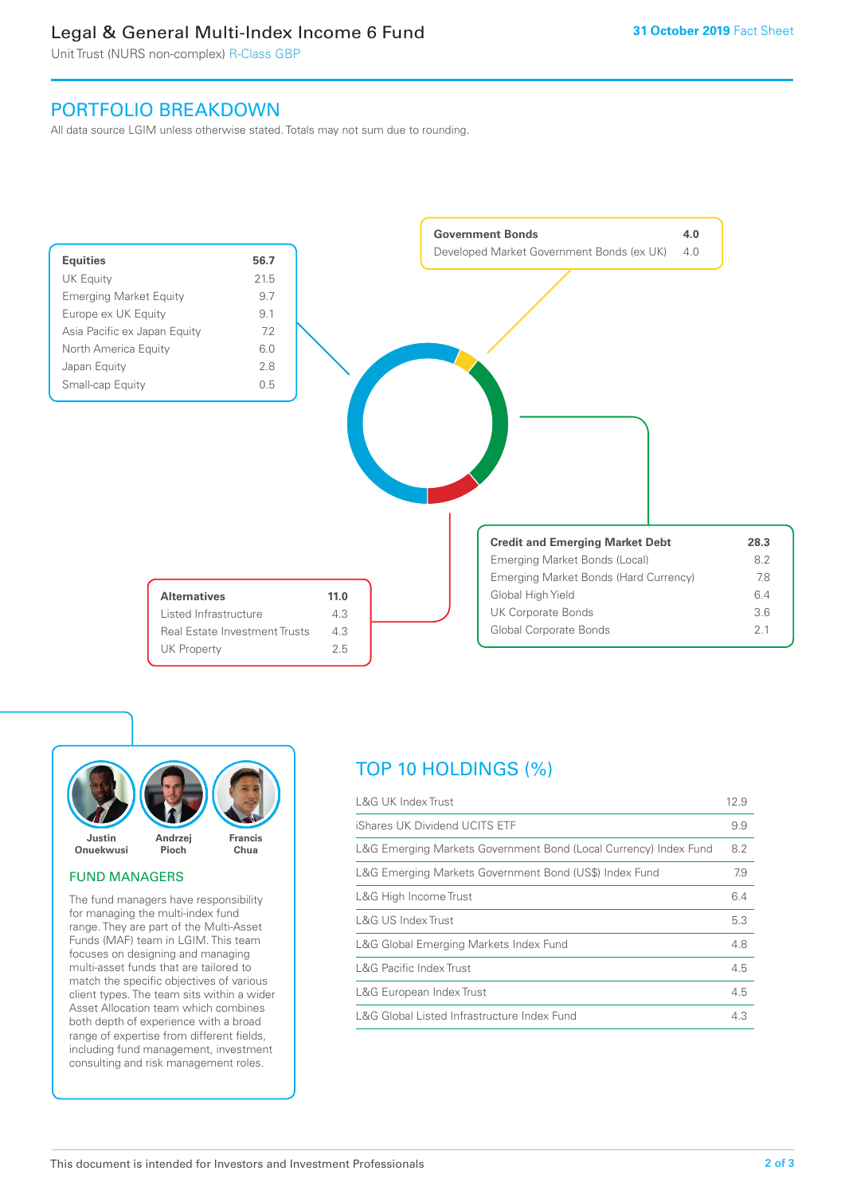# Legal & General Multi-Index Income 6 Fund

Unit Trust (NURS non-complex) R-Class GBP

**31 October 2019** Fact Sheet

## PORTFOLIO BREAKDOWN

All data source LGIM unless otherwise stated. Totals may not sum due to rounding.

| Equities | 56.7 |
|---|---|
| UK Equity | 21.5 |
| Emerging Market Equity | 9.7 |
| Europe ex UK Equity | 9.1 |
| Asia Pacific ex Japan Equity | 7.2 |
| North America Equity | 6.0 |
| Japan Equity | 2.8 |
| Small-cap Equity | 0.5 |

| Government Bonds | 4.0 |
|---|---|
| Developed Market Government Bonds (ex UK) | 4.0 |

| Credit and Emerging Market Debt | 28.3 |
|---|---|
| Emerging Market Bonds (Local) | 8.2 |
| Emerging Market Bonds (Hard Currency) | 7.8 |
| Global High Yield | 6.4 |
| UK Corporate Bonds | 3.6 |
| Global Corporate Bonds | 2.1 |

| Alternatives | 11.0 |
|---|---|
| Listed Infrastructure | 4.3 |
| Real Estate Investment Trusts | 4.3 |
| UK Property | 2.5 |

Justin Onuekwusi, Andrzej Pioch, Francis Chua

### FUND MANAGERS

The fund managers have responsibility for managing the multi-index fund range. They are part of the Multi-Asset Funds (MAF) team in LGIM. This team focuses on designing and managing multi-asset funds that are tailored to match the specific objectives of various client types. The team sits within a wider Asset Allocation team which combines both depth of experience with a broad range of expertise from different fields, including fund management, investment consulting and risk management roles.

## TOP 10 HOLDINGS (%)

| Holding | % |
|---|---|
| L&G UK Index Trust | 12.9 |
| iShares UK Dividend UCITS ETF | 9.9 |
| L&G Emerging Markets Government Bond (Local Currency) Index Fund | 8.2 |
| L&G Emerging Markets Government Bond (US$) Index Fund | 7.9 |
| L&G High Income Trust | 6.4 |
| L&G US Index Trust | 5.3 |
| L&G Global Emerging Markets Index Fund | 4.8 |
| L&G Pacific Index Trust | 4.5 |
| L&G European Index Trust | 4.5 |
| L&G Global Listed Infrastructure Index Fund | 4.3 |

This document is intended for Investors and Investment Professionals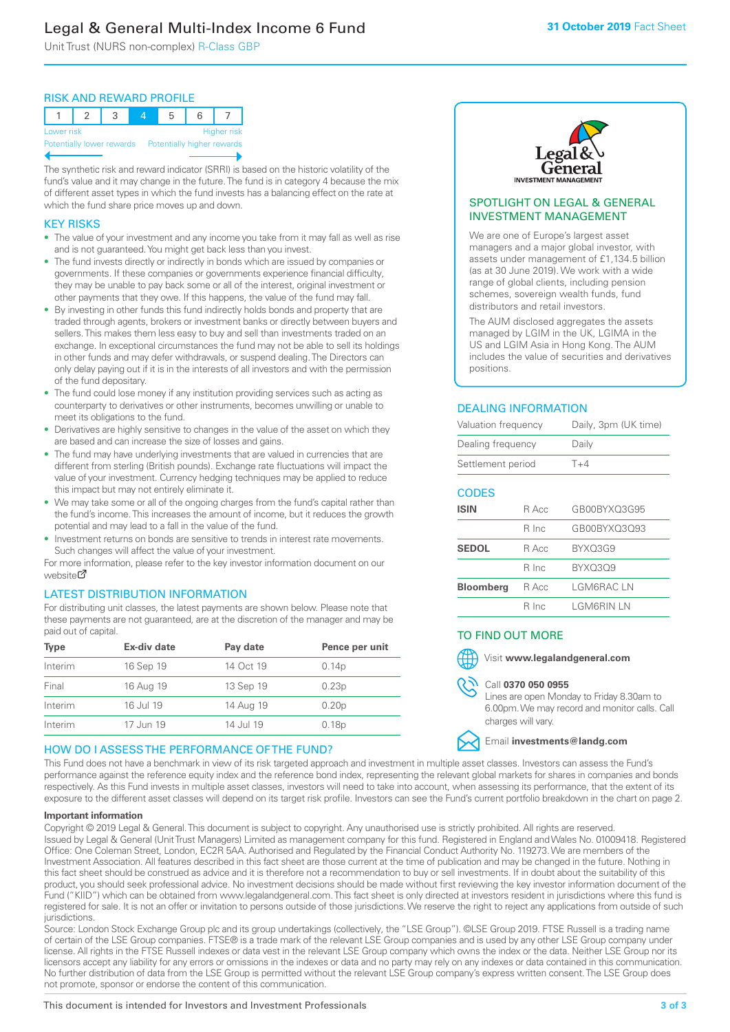# Legal & General Multi-Index Income 6 Fund

Unit Trust (NURS non-complex) R-Class GBP

**31 October 2019** Fact Sheet

## RISK AND REWARD PROFILE

| 1 | 2 | 3 | 4 | 5 | 6 | 7 |
|---|---|---|---|---|---|---|

Lower risk — Higher risk

Potentially lower rewards — Potentially higher rewards

The synthetic risk and reward indicator (SRRI) is based on the historic volatility of the fund's value and it may change in the future. The fund is in category 4 because the mix of different asset types in which the fund invests has a balancing effect on the rate at which the fund share price moves up and down.

## KEY RISKS

- The value of your investment and any income you take from it may fall as well as rise and is not guaranteed. You might get back less than you invest.
- The fund invests directly or indirectly in bonds which are issued by companies or governments. If these companies or governments experience financial difficulty, they may be unable to pay back some or all of the interest, original investment or other payments that they owe. If this happens, the value of the fund may fall.
- By investing in other funds this fund indirectly holds bonds and property that are traded through agents, brokers or investment banks or directly between buyers and sellers. This makes them less easy to buy and sell than investments traded on an exchange. In exceptional circumstances the fund may not be able to sell its holdings in other funds and may defer withdrawals, or suspend dealing. The Directors can only delay paying out if it is in the interests of all investors and with the permission of the fund depositary.
- The fund could lose money if any institution providing services such as acting as counterparty to derivatives or other instruments, becomes unwilling or unable to meet its obligations to the fund.
- Derivatives are highly sensitive to changes in the value of the asset on which they are based and can increase the size of losses and gains.
- The fund may have underlying investments that are valued in currencies that are different from sterling (British pounds). Exchange rate fluctuations will impact the value of your investment. Currency hedging techniques may be applied to reduce this impact but may not entirely eliminate it.
- We may take some or all of the ongoing charges from the fund's capital rather than the fund's income. This increases the amount of income, but it reduces the growth potential and may lead to a fall in the value of the fund.
- Investment returns on bonds are sensitive to trends in interest rate movements. Such changes will affect the value of your investment.

For more information, please refer to the key investor information document on our website

## LATEST DISTRIBUTION INFORMATION

For distributing unit classes, the latest payments are shown below. Please note that these payments are not guaranteed, are at the discretion of the manager and may be paid out of capital.

| Type | Ex-div date | Pay date | Pence per unit |
|---|---|---|---|
| Interim | 16 Sep 19 | 14 Oct 19 | 0.14p |
| Final | 16 Aug 19 | 13 Sep 19 | 0.23p |
| Interim | 16 Jul 19 | 14 Aug 19 | 0.20p |
| Interim | 17 Jun 19 | 14 Jul 19 | 0.18p |

## SPOTLIGHT ON LEGAL & GENERAL INVESTMENT MANAGEMENT

We are one of Europe's largest asset managers and a major global investor, with assets under management of £1,134.5 billion (as at 30 June 2019). We work with a wide range of global clients, including pension schemes, sovereign wealth funds, fund distributors and retail investors.

The AUM disclosed aggregates the assets managed by LGIM in the UK, LGIMA in the US and LGIM Asia in Hong Kong. The AUM includes the value of securities and derivatives positions.

## DEALING INFORMATION

| | |
|---|---|
| Valuation frequency | Daily, 3pm (UK time) |
| Dealing frequency | Daily |
| Settlement period | T+4 |

## CODES

| | | |
|---|---|---|
| **ISIN** | R Acc | GB00BYXQ3G95 |
| | R Inc | GB00BYXQ3Q93 |
| **SEDOL** | R Acc | BYXQ3G9 |
| | R Inc | BYXQ3Q9 |
| **Bloomberg** | R Acc | LGM6RAC LN |
| | R Inc | LGM6RIN LN |

## TO FIND OUT MORE

Visit **www.legalandgeneral.com**

Call **0370 050 0955**
Lines are open Monday to Friday 8.30am to 6.00pm. We may record and monitor calls. Call charges will vary.

Email **investments@landg.com**

## HOW DO I ASSESS THE PERFORMANCE OF THE FUND?

This Fund does not have a benchmark in view of its risk targeted approach and investment in multiple asset classes. Investors can assess the Fund's performance against the reference equity index and the reference bond index, representing the relevant global markets for shares in companies and bonds respectively. As this Fund invests in multiple asset classes, investors will need to take into account, when assessing its performance, that the extent of its exposure to the different asset classes will depend on its target risk profile. Investors can see the Fund's current portfolio breakdown in the chart on page 2.

### Important information

Copyright © 2019 Legal & General. This document is subject to copyright. Any unauthorised use is strictly prohibited. All rights are reserved.
Issued by Legal & General (Unit Trust Managers) Limited as management company for this fund. Registered in England and Wales No. 01009418. Registered Office: One Coleman Street, London, EC2R 5AA. Authorised and Regulated by the Financial Conduct Authority No. 119273. We are members of the Investment Association. All features described in this fact sheet are those current at the time of publication and may be changed in the future. Nothing in this fact sheet should be construed as advice and it is therefore not a recommendation to buy or sell investments. If in doubt about the suitability of this product, you should seek professional advice. No investment decisions should be made without first reviewing the key investor information document of the Fund ("KIID") which can be obtained from www.legalandgeneral.com. This fact sheet is only directed at investors resident in jurisdictions where this fund is registered for sale. It is not an offer or invitation to persons outside of those jurisdictions. We reserve the right to reject any applications from outside of such jurisdictions.
Source: London Stock Exchange Group plc and its group undertakings (collectively, the "LSE Group"). ©LSE Group 2019. FTSE Russell is a trading name of certain of the LSE Group companies. FTSE® is a trade mark of the relevant LSE Group companies and is used by any other LSE Group company under license. All rights in the FTSE Russell indexes or data vest in the relevant LSE Group company which owns the index or the data. Neither LSE Group nor its licensors accept any liability for any errors or omissions in the indexes or data and no party may rely on any indexes or data contained in this communication. No further distribution of data from the LSE Group is permitted without the relevant LSE Group company's express written consent. The LSE Group does not promote, sponsor or endorse the content of this communication.

This document is intended for Investors and Investment Professionals